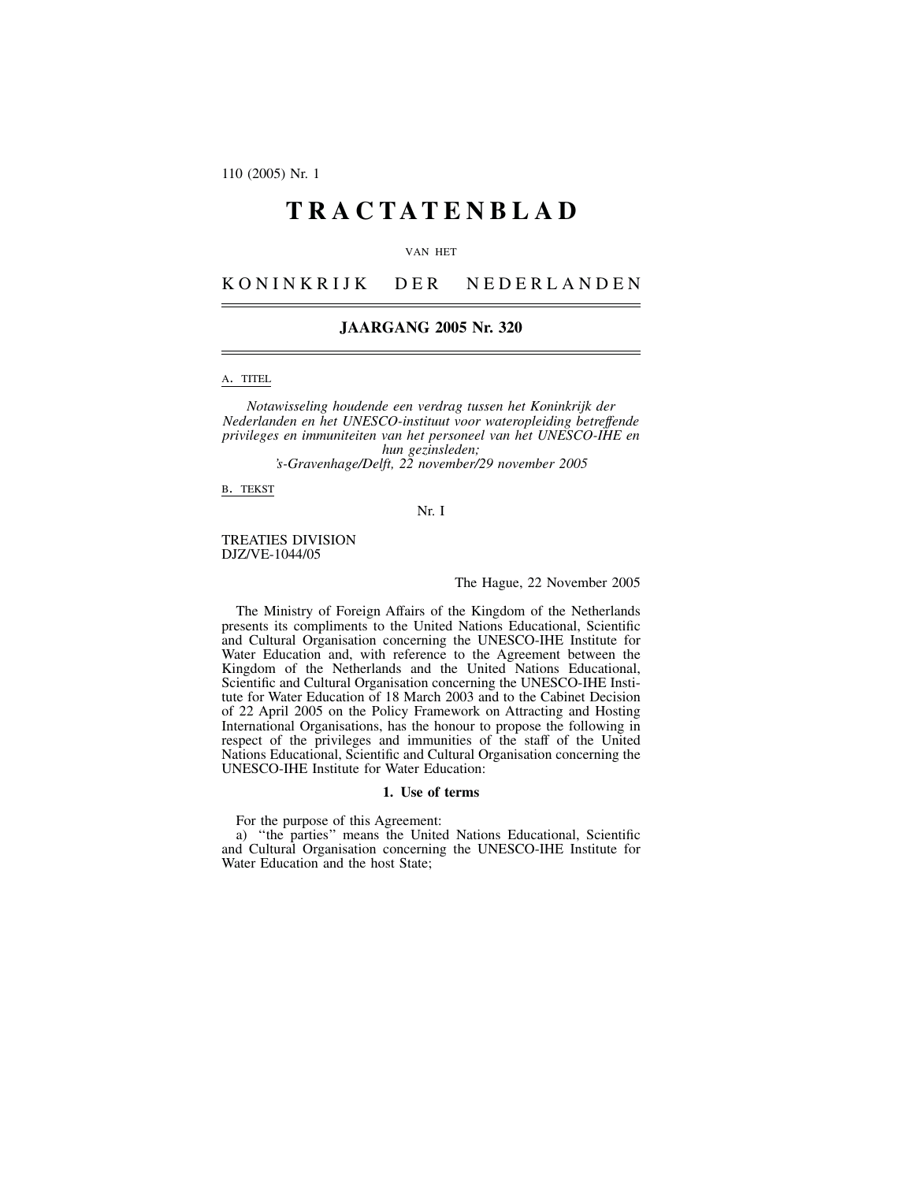110 (2005) Nr. 1

# TRACTATENBLAD

VAN HET

## KONINKRIJK DER NEDERLANDEN

### JAARGANG 2005 Nr. 320

A. TITEL

*Notawisseling houdende een verdrag tussen het Koninkrijk der Nederlanden en het UNESCO-instituut voor wateropleiding betreffende privileges en immuniteiten van het personeel van het UNESCO-IHE en hun gezinsleden;*
*'s-Gravenhage/Delft, 22 november/29 november 2005*

B. TEKST

Nr. I

TREATIES DIVISION
DJZ/VE-1044/05

The Hague, 22 November 2005

The Ministry of Foreign Affairs of the Kingdom of the Netherlands presents its compliments to the United Nations Educational, Scientific and Cultural Organisation concerning the UNESCO-IHE Institute for Water Education and, with reference to the Agreement between the Kingdom of the Netherlands and the United Nations Educational, Scientific and Cultural Organisation concerning the UNESCO-IHE Institute for Water Education of 18 March 2003 and to the Cabinet Decision of 22 April 2005 on the Policy Framework on Attracting and Hosting International Organisations, has the honour to propose the following in respect of the privileges and immunities of the staff of the United Nations Educational, Scientific and Cultural Organisation concerning the UNESCO-IHE Institute for Water Education:

**1. Use of terms**

For the purpose of this Agreement:

a) "the parties" means the United Nations Educational, Scientific and Cultural Organisation concerning the UNESCO-IHE Institute for Water Education and the host State;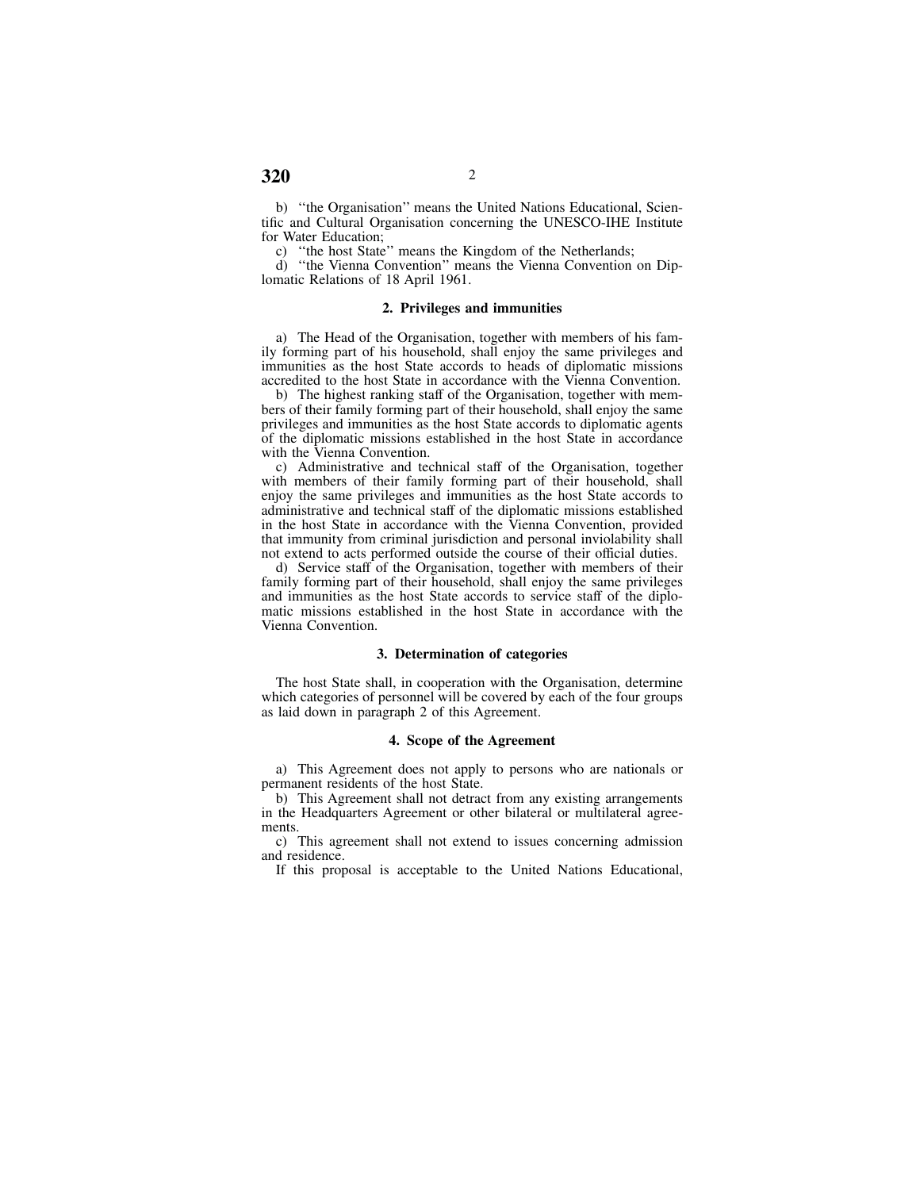b) ''the Organisation'' means the United Nations Educational, Scientific and Cultural Organisation concerning the UNESCO-IHE Institute for Water Education;

c) ''the host State'' means the Kingdom of the Netherlands;

d) ''the Vienna Convention'' means the Vienna Convention on Diplomatic Relations of 18 April 1961.

### 2. Privileges and immunities

a) The Head of the Organisation, together with members of his family forming part of his household, shall enjoy the same privileges and immunities as the host State accords to heads of diplomatic missions accredited to the host State in accordance with the Vienna Convention.

b) The highest ranking staff of the Organisation, together with members of their family forming part of their household, shall enjoy the same privileges and immunities as the host State accords to diplomatic agents of the diplomatic missions established in the host State in accordance with the Vienna Convention.

c) Administrative and technical staff of the Organisation, together with members of their family forming part of their household, shall enjoy the same privileges and immunities as the host State accords to administrative and technical staff of the diplomatic missions established in the host State in accordance with the Vienna Convention, provided that immunity from criminal jurisdiction and personal inviolability shall not extend to acts performed outside the course of their official duties.

d) Service staff of the Organisation, together with members of their family forming part of their household, shall enjoy the same privileges and immunities as the host State accords to service staff of the diplomatic missions established in the host State in accordance with the Vienna Convention.

### 3. Determination of categories

The host State shall, in cooperation with the Organisation, determine which categories of personnel will be covered by each of the four groups as laid down in paragraph 2 of this Agreement.

### 4. Scope of the Agreement

a) This Agreement does not apply to persons who are nationals or permanent residents of the host State.

b) This Agreement shall not detract from any existing arrangements in the Headquarters Agreement or other bilateral or multilateral agreements.

c) This agreement shall not extend to issues concerning admission and residence.

If this proposal is acceptable to the United Nations Educational,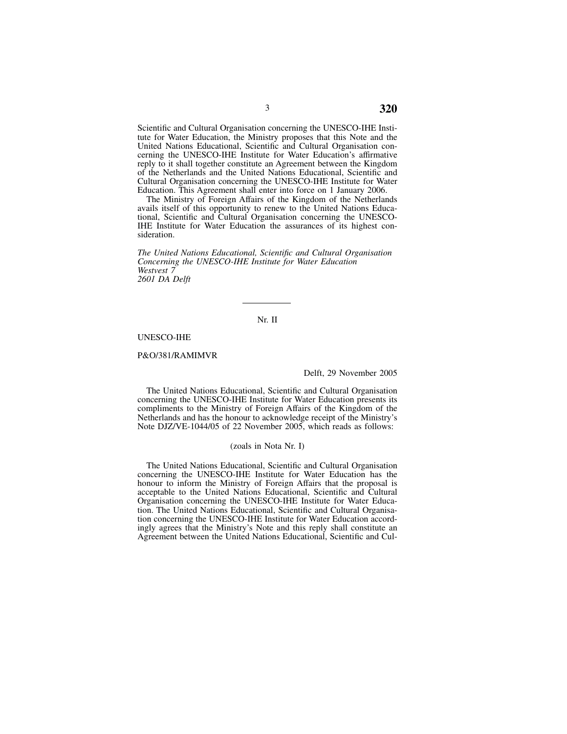Scientific and Cultural Organisation concerning the UNESCO-IHE Institute for Water Education, the Ministry proposes that this Note and the United Nations Educational, Scientific and Cultural Organisation concerning the UNESCO-IHE Institute for Water Education's affirmative reply to it shall together constitute an Agreement between the Kingdom of the Netherlands and the United Nations Educational, Scientific and Cultural Organisation concerning the UNESCO-IHE Institute for Water Education. This Agreement shall enter into force on 1 January 2006.

The Ministry of Foreign Affairs of the Kingdom of the Netherlands avails itself of this opportunity to renew to the United Nations Educational, Scientific and Cultural Organisation concerning the UNESCO-IHE Institute for Water Education the assurances of its highest consideration.

*The United Nations Educational, Scientific and Cultural Organisation Concerning the UNESCO-IHE Institute for Water Education*
*Westvest 7*
*2601 DA Delft*

---

Nr. II

UNESCO-IHE

P&O/381/RAMIMVR

Delft, 29 November 2005

The United Nations Educational, Scientific and Cultural Organisation concerning the UNESCO-IHE Institute for Water Education presents its compliments to the Ministry of Foreign Affairs of the Kingdom of the Netherlands and has the honour to acknowledge receipt of the Ministry's Note DJZ/VE-1044/05 of 22 November 2005, which reads as follows:

(zoals in Nota Nr. I)

The United Nations Educational, Scientific and Cultural Organisation concerning the UNESCO-IHE Institute for Water Education has the honour to inform the Ministry of Foreign Affairs that the proposal is acceptable to the United Nations Educational, Scientific and Cultural Organisation concerning the UNESCO-IHE Institute for Water Education. The United Nations Educational, Scientific and Cultural Organisation concerning the UNESCO-IHE Institute for Water Education accordingly agrees that the Ministry's Note and this reply shall constitute an Agreement between the United Nations Educational, Scientific and Cul-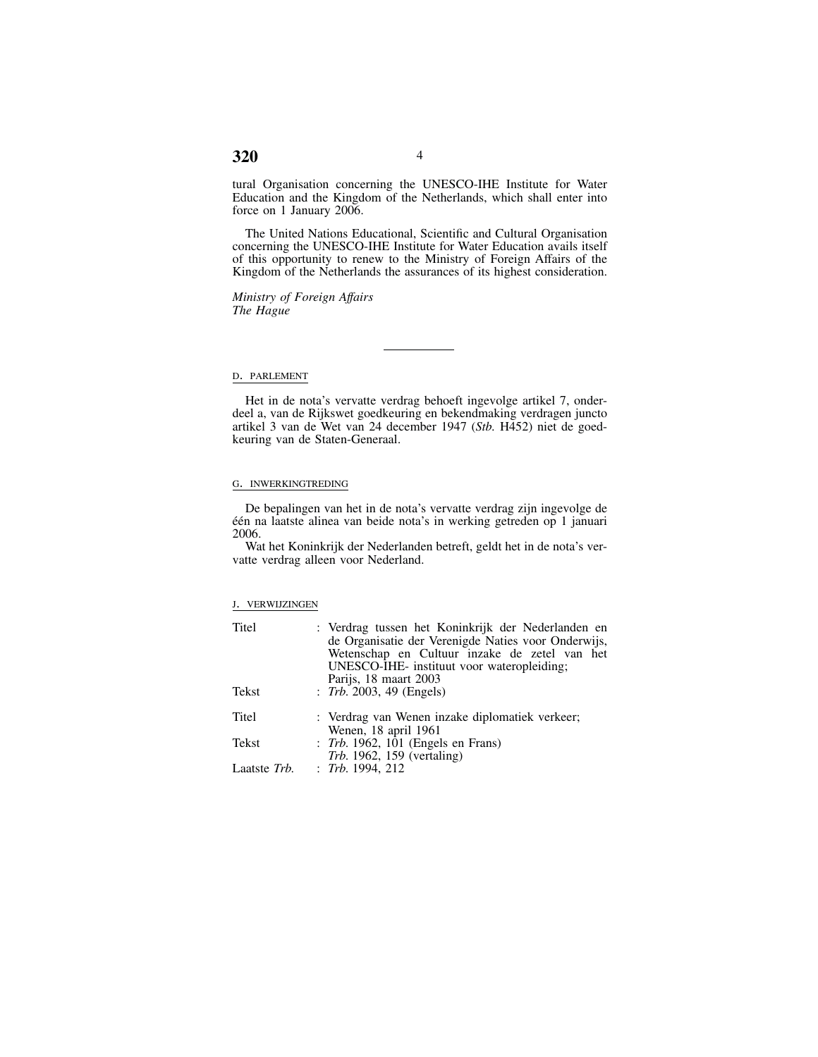tural Organisation concerning the UNESCO-IHE Institute for Water Education and the Kingdom of the Netherlands, which shall enter into force on 1 January 2006.

The United Nations Educational, Scientific and Cultural Organisation concerning the UNESCO-IHE Institute for Water Education avails itself of this opportunity to renew to the Ministry of Foreign Affairs of the Kingdom of the Netherlands the assurances of its highest consideration.

*Ministry of Foreign Affairs*
*The Hague*

---

D. PARLEMENT

Het in de nota's vervatte verdrag behoeft ingevolge artikel 7, onderdeel a, van de Rijkswet goedkeuring en bekendmaking verdragen juncto artikel 3 van de Wet van 24 december 1947 (*Stb.* H452) niet de goedkeuring van de Staten-Generaal.

G. INWERKINGTREDING

De bepalingen van het in de nota's vervatte verdrag zijn ingevolge de één na laatste alinea van beide nota's in werking getreden op 1 januari 2006.

Wat het Koninkrijk der Nederlanden betreft, geldt het in de nota's vervatte verdrag alleen voor Nederland.

J. VERWIJZINGEN

| | |
|---|---|
| Titel | : Verdrag tussen het Koninkrijk der Nederlanden en de Organisatie der Verenigde Naties voor Onderwijs, Wetenschap en Cultuur inzake de zetel van het UNESCO-IHE- instituut voor wateropleiding; Parijs, 18 maart 2003 |
| Tekst | : *Trb.* 2003, 49 (Engels) |
| Titel | : Verdrag van Wenen inzake diplomatiek verkeer; Wenen, 18 april 1961 |
| Tekst | : *Trb.* 1962, 101 (Engels en Frans) *Trb.* 1962, 159 (vertaling) |
| Laatste *Trb.* | : *Trb.* 1994, 212 |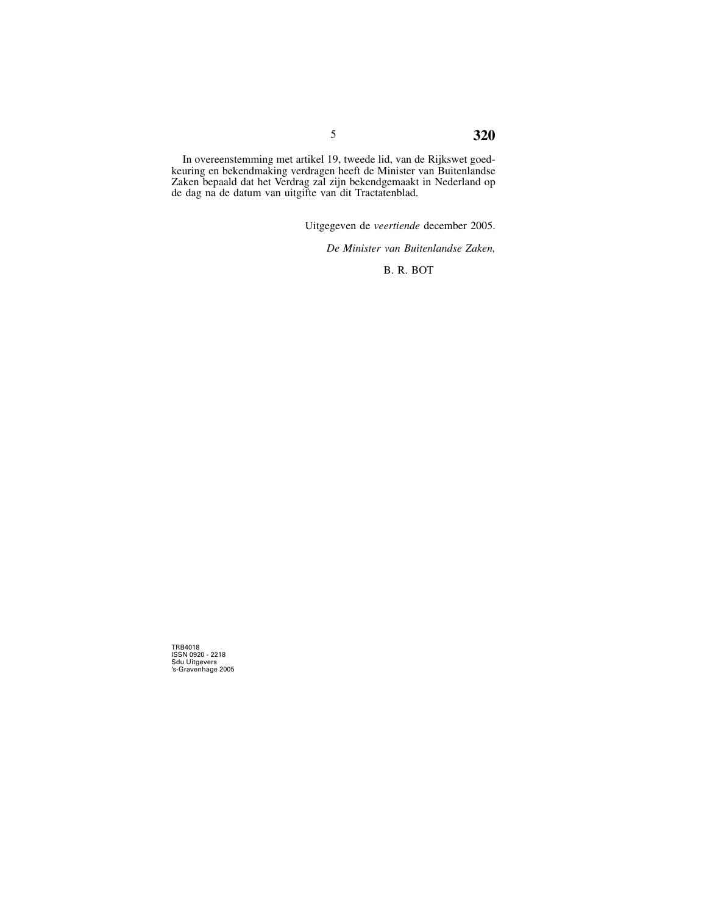In overeenstemming met artikel 19, tweede lid, van de Rijkswet goedkeuring en bekendmaking verdragen heeft de Minister van Buitenlandse Zaken bepaald dat het Verdrag zal zijn bekendgemaakt in Nederland op de dag na de datum van uitgifte van dit Tractatenblad.

Uitgegeven de *veertiende* december 2005.

*De Minister van Buitenlandse Zaken,*

B. R. BOT

TRB4018
ISSN 0920 - 2218
Sdu Uitgevers
's-Gravenhage 2005